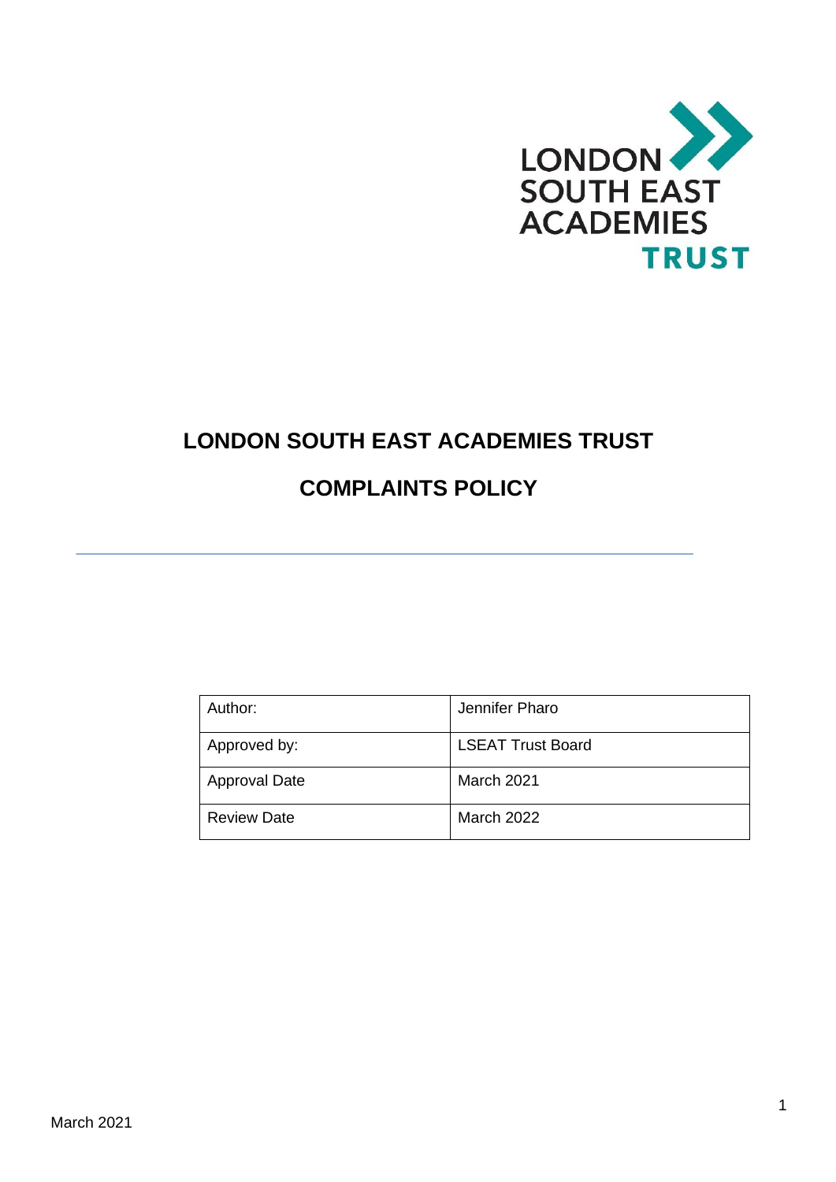# LONDON SOUTH EAST ACADEMIES TRUST

## COMPLAINTS POLICY

| Author: | Jennifer Pharo |
|---|---|
| Approved by: | LSEAT Trust Board |
| Approval Date | March 2021 |
| Review Date | March 2022 |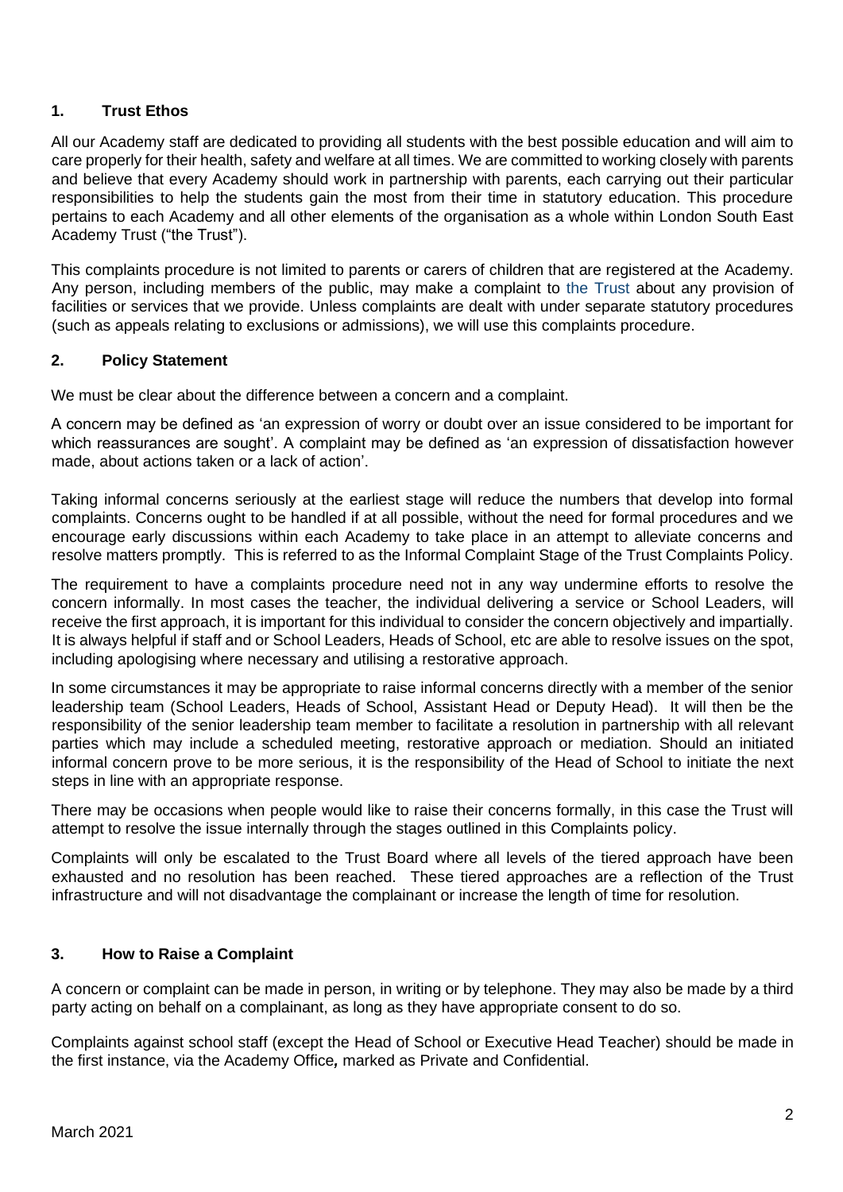## 1. Trust Ethos

All our Academy staff are dedicated to providing all students with the best possible education and will aim to care properly for their health, safety and welfare at all times. We are committed to working closely with parents and believe that every Academy should work in partnership with parents, each carrying out their particular responsibilities to help the students gain the most from their time in statutory education. This procedure pertains to each Academy and all other elements of the organisation as a whole within London South East Academy Trust ("the Trust").

This complaints procedure is not limited to parents or carers of children that are registered at the Academy. Any person, including members of the public, may make a complaint to the Trust about any provision of facilities or services that we provide. Unless complaints are dealt with under separate statutory procedures (such as appeals relating to exclusions or admissions), we will use this complaints procedure.

## 2. Policy Statement

We must be clear about the difference between a concern and a complaint.

A concern may be defined as 'an expression of worry or doubt over an issue considered to be important for which reassurances are sought'. A complaint may be defined as 'an expression of dissatisfaction however made, about actions taken or a lack of action'.

Taking informal concerns seriously at the earliest stage will reduce the numbers that develop into formal complaints. Concerns ought to be handled if at all possible, without the need for formal procedures and we encourage early discussions within each Academy to take place in an attempt to alleviate concerns and resolve matters promptly. This is referred to as the Informal Complaint Stage of the Trust Complaints Policy.

The requirement to have a complaints procedure need not in any way undermine efforts to resolve the concern informally. In most cases the teacher, the individual delivering a service or School Leaders, will receive the first approach, it is important for this individual to consider the concern objectively and impartially. It is always helpful if staff and or School Leaders, Heads of School, etc are able to resolve issues on the spot, including apologising where necessary and utilising a restorative approach.

In some circumstances it may be appropriate to raise informal concerns directly with a member of the senior leadership team (School Leaders, Heads of School, Assistant Head or Deputy Head). It will then be the responsibility of the senior leadership team member to facilitate a resolution in partnership with all relevant parties which may include a scheduled meeting, restorative approach or mediation. Should an initiated informal concern prove to be more serious, it is the responsibility of the Head of School to initiate the next steps in line with an appropriate response.

There may be occasions when people would like to raise their concerns formally, in this case the Trust will attempt to resolve the issue internally through the stages outlined in this Complaints policy.

Complaints will only be escalated to the Trust Board where all levels of the tiered approach have been exhausted and no resolution has been reached. These tiered approaches are a reflection of the Trust infrastructure and will not disadvantage the complainant or increase the length of time for resolution.

## 3. How to Raise a Complaint

A concern or complaint can be made in person, in writing or by telephone. They may also be made by a third party acting on behalf on a complainant, as long as they have appropriate consent to do so.

Complaints against school staff (except the Head of School or Executive Head Teacher) should be made in the first instance, via the Academy Office*,* marked as Private and Confidential.

March 2021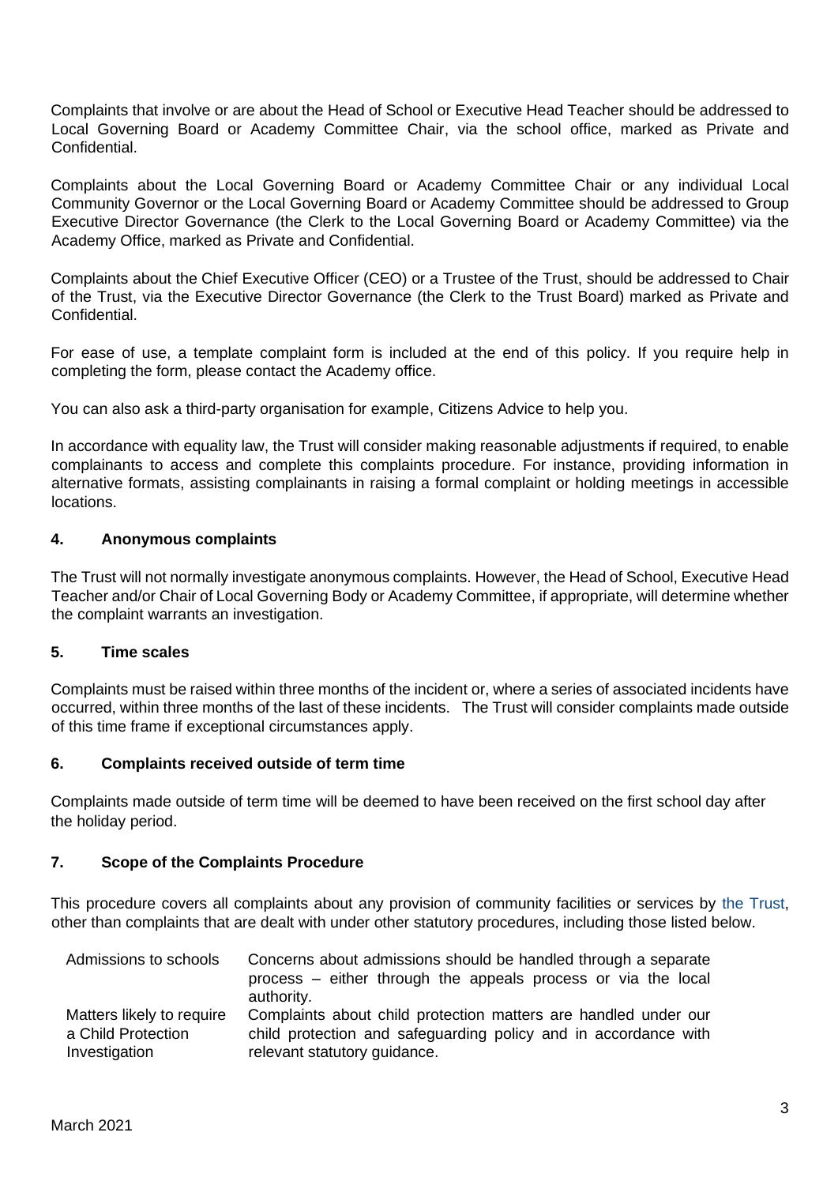Complaints that involve or are about the Head of School or Executive Head Teacher should be addressed to Local Governing Board or Academy Committee Chair, via the school office, marked as Private and Confidential.

Complaints about the Local Governing Board or Academy Committee Chair or any individual Local Community Governor or the Local Governing Board or Academy Committee should be addressed to Group Executive Director Governance (the Clerk to the Local Governing Board or Academy Committee) via the Academy Office, marked as Private and Confidential.

Complaints about the Chief Executive Officer (CEO) or a Trustee of the Trust, should be addressed to Chair of the Trust, via the Executive Director Governance (the Clerk to the Trust Board) marked as Private and Confidential.

For ease of use, a template complaint form is included at the end of this policy. If you require help in completing the form, please contact the Academy office.

You can also ask a third-party organisation for example, Citizens Advice to help you.

In accordance with equality law, the Trust will consider making reasonable adjustments if required, to enable complainants to access and complete this complaints procedure. For instance, providing information in alternative formats, assisting complainants in raising a formal complaint or holding meetings in accessible locations.

## 4. Anonymous complaints

The Trust will not normally investigate anonymous complaints. However, the Head of School, Executive Head Teacher and/or Chair of Local Governing Body or Academy Committee, if appropriate, will determine whether the complaint warrants an investigation.

## 5. Time scales

Complaints must be raised within three months of the incident or, where a series of associated incidents have occurred, within three months of the last of these incidents. The Trust will consider complaints made outside of this time frame if exceptional circumstances apply.

## 6. Complaints received outside of term time

Complaints made outside of term time will be deemed to have been received on the first school day after the holiday period.

## 7. Scope of the Complaints Procedure

This procedure covers all complaints about any provision of community facilities or services by the Trust, other than complaints that are dealt with under other statutory procedures, including those listed below.

| | |
|---|---|
| Admissions to schools | Concerns about admissions should be handled through a separate process – either through the appeals process or via the local authority. |
| Matters likely to require a Child Protection Investigation | Complaints about child protection matters are handled under our child protection and safeguarding policy and in accordance with relevant statutory guidance. |

March 2021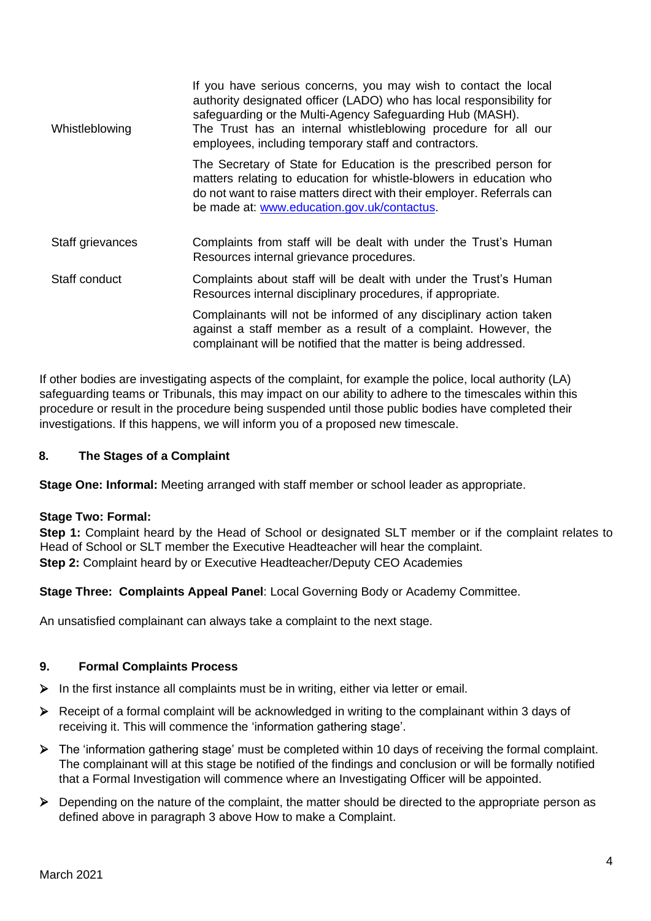| | |
|---|---|
| Whistleblowing | If you have serious concerns, you may wish to contact the local authority designated officer (LADO) who has local responsibility for safeguarding or the Multi-Agency Safeguarding Hub (MASH).<br>The Trust has an internal whistleblowing procedure for all our employees, including temporary staff and contractors.<br><br>The Secretary of State for Education is the prescribed person for matters relating to education for whistle-blowers in education who do not want to raise matters direct with their employer. Referrals can be made at: [www.education.gov.uk/contactus](http://www.education.gov.uk/contactus). |
| Staff grievances | Complaints from staff will be dealt with under the Trust's Human Resources internal grievance procedures. |
| Staff conduct | Complaints about staff will be dealt with under the Trust's Human Resources internal disciplinary procedures, if appropriate.<br><br>Complainants will not be informed of any disciplinary action taken against a staff member as a result of a complaint. However, the complainant will be notified that the matter is being addressed. |

If other bodies are investigating aspects of the complaint, for example the police, local authority (LA) safeguarding teams or Tribunals, this may impact on our ability to adhere to the timescales within this procedure or result in the procedure being suspended until those public bodies have completed their investigations. If this happens, we will inform you of a proposed new timescale.

## 8. The Stages of a Complaint

**Stage One: Informal:** Meeting arranged with staff member or school leader as appropriate.

**Stage Two: Formal:**
**Step 1:** Complaint heard by the Head of School or designated SLT member or if the complaint relates to Head of School or SLT member the Executive Headteacher will hear the complaint.
**Step 2:** Complaint heard by or Executive Headteacher/Deputy CEO Academies

**Stage Three: Complaints Appeal Panel**: Local Governing Body or Academy Committee.

An unsatisfied complainant can always take a complaint to the next stage.

## 9. Formal Complaints Process

- In the first instance all complaints must be in writing, either via letter or email.
- Receipt of a formal complaint will be acknowledged in writing to the complainant within 3 days of receiving it. This will commence the 'information gathering stage'.
- The 'information gathering stage' must be completed within 10 days of receiving the formal complaint. The complainant will at this stage be notified of the findings and conclusion or will be formally notified that a Formal Investigation will commence where an Investigating Officer will be appointed.
- Depending on the nature of the complaint, the matter should be directed to the appropriate person as defined above in paragraph 3 above How to make a Complaint.

March 2021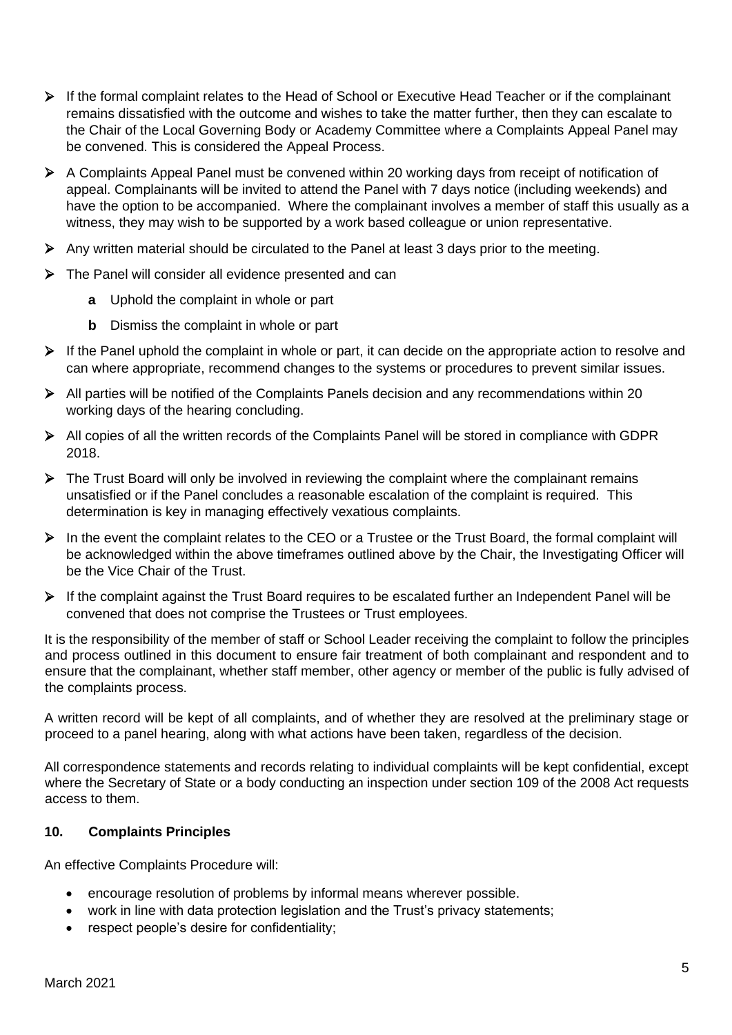- If the formal complaint relates to the Head of School or Executive Head Teacher or if the complainant remains dissatisfied with the outcome and wishes to take the matter further, then they can escalate to the Chair of the Local Governing Body or Academy Committee where a Complaints Appeal Panel may be convened. This is considered the Appeal Process.
- A Complaints Appeal Panel must be convened within 20 working days from receipt of notification of appeal. Complainants will be invited to attend the Panel with 7 days notice (including weekends) and have the option to be accompanied. Where the complainant involves a member of staff this usually as a witness, they may wish to be supported by a work based colleague or union representative.
- Any written material should be circulated to the Panel at least 3 days prior to the meeting.
- The Panel will consider all evidence presented and can
  - **a** Uphold the complaint in whole or part
  - **b** Dismiss the complaint in whole or part
- If the Panel uphold the complaint in whole or part, it can decide on the appropriate action to resolve and can where appropriate, recommend changes to the systems or procedures to prevent similar issues.
- All parties will be notified of the Complaints Panels decision and any recommendations within 20 working days of the hearing concluding.
- All copies of all the written records of the Complaints Panel will be stored in compliance with GDPR 2018.
- The Trust Board will only be involved in reviewing the complaint where the complainant remains unsatisfied or if the Panel concludes a reasonable escalation of the complaint is required. This determination is key in managing effectively vexatious complaints.
- In the event the complaint relates to the CEO or a Trustee or the Trust Board, the formal complaint will be acknowledged within the above timeframes outlined above by the Chair, the Investigating Officer will be the Vice Chair of the Trust.
- If the complaint against the Trust Board requires to be escalated further an Independent Panel will be convened that does not comprise the Trustees or Trust employees.

It is the responsibility of the member of staff or School Leader receiving the complaint to follow the principles and process outlined in this document to ensure fair treatment of both complainant and respondent and to ensure that the complainant, whether staff member, other agency or member of the public is fully advised of the complaints process.

A written record will be kept of all complaints, and of whether they are resolved at the preliminary stage or proceed to a panel hearing, along with what actions have been taken, regardless of the decision.

All correspondence statements and records relating to individual complaints will be kept confidential, except where the Secretary of State or a body conducting an inspection under section 109 of the 2008 Act requests access to them.

## 10. Complaints Principles

An effective Complaints Procedure will:

- encourage resolution of problems by informal means wherever possible.
- work in line with data protection legislation and the Trust's privacy statements;
- respect people's desire for confidentiality;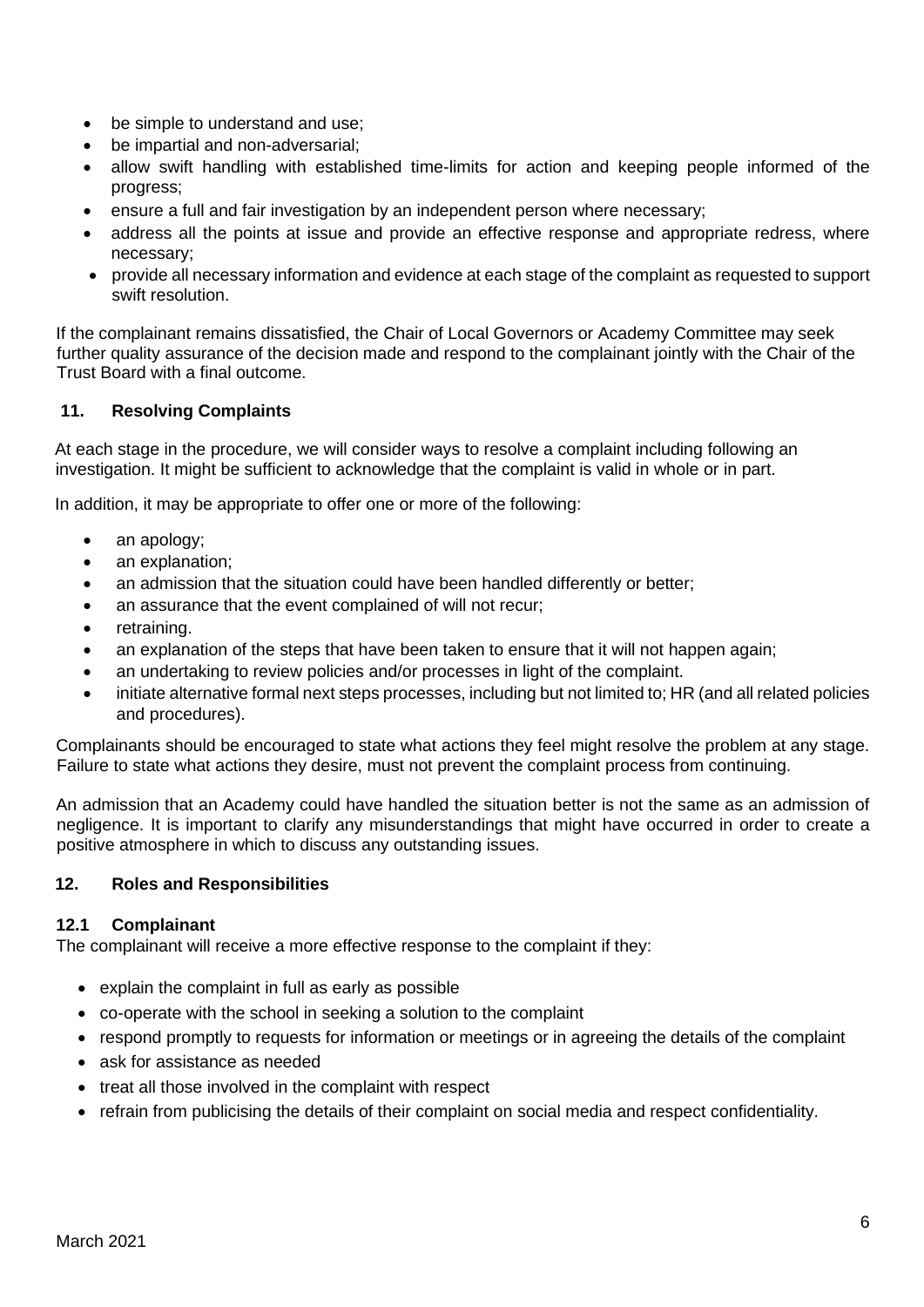- be simple to understand and use;
- be impartial and non-adversarial;
- allow swift handling with established time-limits for action and keeping people informed of the progress;
- ensure a full and fair investigation by an independent person where necessary;
- address all the points at issue and provide an effective response and appropriate redress, where necessary;
- provide all necessary information and evidence at each stage of the complaint as requested to support swift resolution.

If the complainant remains dissatisfied, the Chair of Local Governors or Academy Committee may seek further quality assurance of the decision made and respond to the complainant jointly with the Chair of the Trust Board with a final outcome.

## 11. Resolving Complaints

At each stage in the procedure, we will consider ways to resolve a complaint including following an investigation. It might be sufficient to acknowledge that the complaint is valid in whole or in part.

In addition, it may be appropriate to offer one or more of the following:

- an apology;
- an explanation;
- an admission that the situation could have been handled differently or better;
- an assurance that the event complained of will not recur;
- retraining.
- an explanation of the steps that have been taken to ensure that it will not happen again;
- an undertaking to review policies and/or processes in light of the complaint.
- initiate alternative formal next steps processes, including but not limited to; HR (and all related policies and procedures).

Complainants should be encouraged to state what actions they feel might resolve the problem at any stage. Failure to state what actions they desire, must not prevent the complaint process from continuing.

An admission that an Academy could have handled the situation better is not the same as an admission of negligence. It is important to clarify any misunderstandings that might have occurred in order to create a positive atmosphere in which to discuss any outstanding issues.

## 12. Roles and Responsibilities

### 12.1 Complainant

The complainant will receive a more effective response to the complaint if they:

- explain the complaint in full as early as possible
- co-operate with the school in seeking a solution to the complaint
- respond promptly to requests for information or meetings or in agreeing the details of the complaint
- ask for assistance as needed
- treat all those involved in the complaint with respect
- refrain from publicising the details of their complaint on social media and respect confidentiality.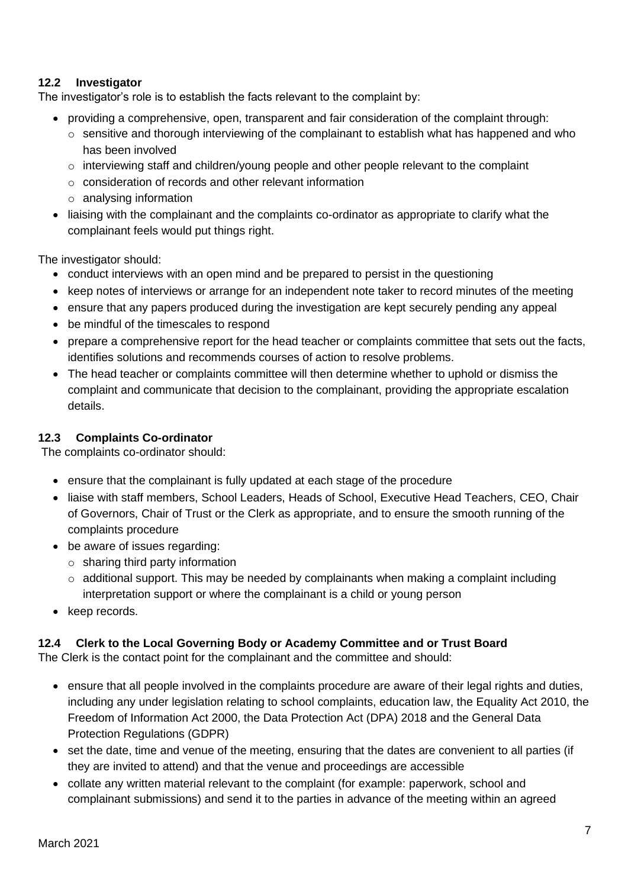### 12.2 Investigator

The investigator's role is to establish the facts relevant to the complaint by:

- providing a comprehensive, open, transparent and fair consideration of the complaint through:
  - sensitive and thorough interviewing of the complainant to establish what has happened and who has been involved
  - interviewing staff and children/young people and other people relevant to the complaint
  - consideration of records and other relevant information
  - analysing information
- liaising with the complainant and the complaints co-ordinator as appropriate to clarify what the complainant feels would put things right.

The investigator should:

- conduct interviews with an open mind and be prepared to persist in the questioning
- keep notes of interviews or arrange for an independent note taker to record minutes of the meeting
- ensure that any papers produced during the investigation are kept securely pending any appeal
- be mindful of the timescales to respond
- prepare a comprehensive report for the head teacher or complaints committee that sets out the facts, identifies solutions and recommends courses of action to resolve problems.
- The head teacher or complaints committee will then determine whether to uphold or dismiss the complaint and communicate that decision to the complainant, providing the appropriate escalation details.

### 12.3 Complaints Co-ordinator

The complaints co-ordinator should:

- ensure that the complainant is fully updated at each stage of the procedure
- liaise with staff members, School Leaders, Heads of School, Executive Head Teachers, CEO, Chair of Governors, Chair of Trust or the Clerk as appropriate, and to ensure the smooth running of the complaints procedure
- be aware of issues regarding:
  - sharing third party information
  - additional support. This may be needed by complainants when making a complaint including interpretation support or where the complainant is a child or young person
- keep records.

### 12.4 Clerk to the Local Governing Body or Academy Committee and or Trust Board

The Clerk is the contact point for the complainant and the committee and should:

- ensure that all people involved in the complaints procedure are aware of their legal rights and duties, including any under legislation relating to school complaints, education law, the Equality Act 2010, the Freedom of Information Act 2000, the Data Protection Act (DPA) 2018 and the General Data Protection Regulations (GDPR)
- set the date, time and venue of the meeting, ensuring that the dates are convenient to all parties (if they are invited to attend) and that the venue and proceedings are accessible
- collate any written material relevant to the complaint (for example: paperwork, school and complainant submissions) and send it to the parties in advance of the meeting within an agreed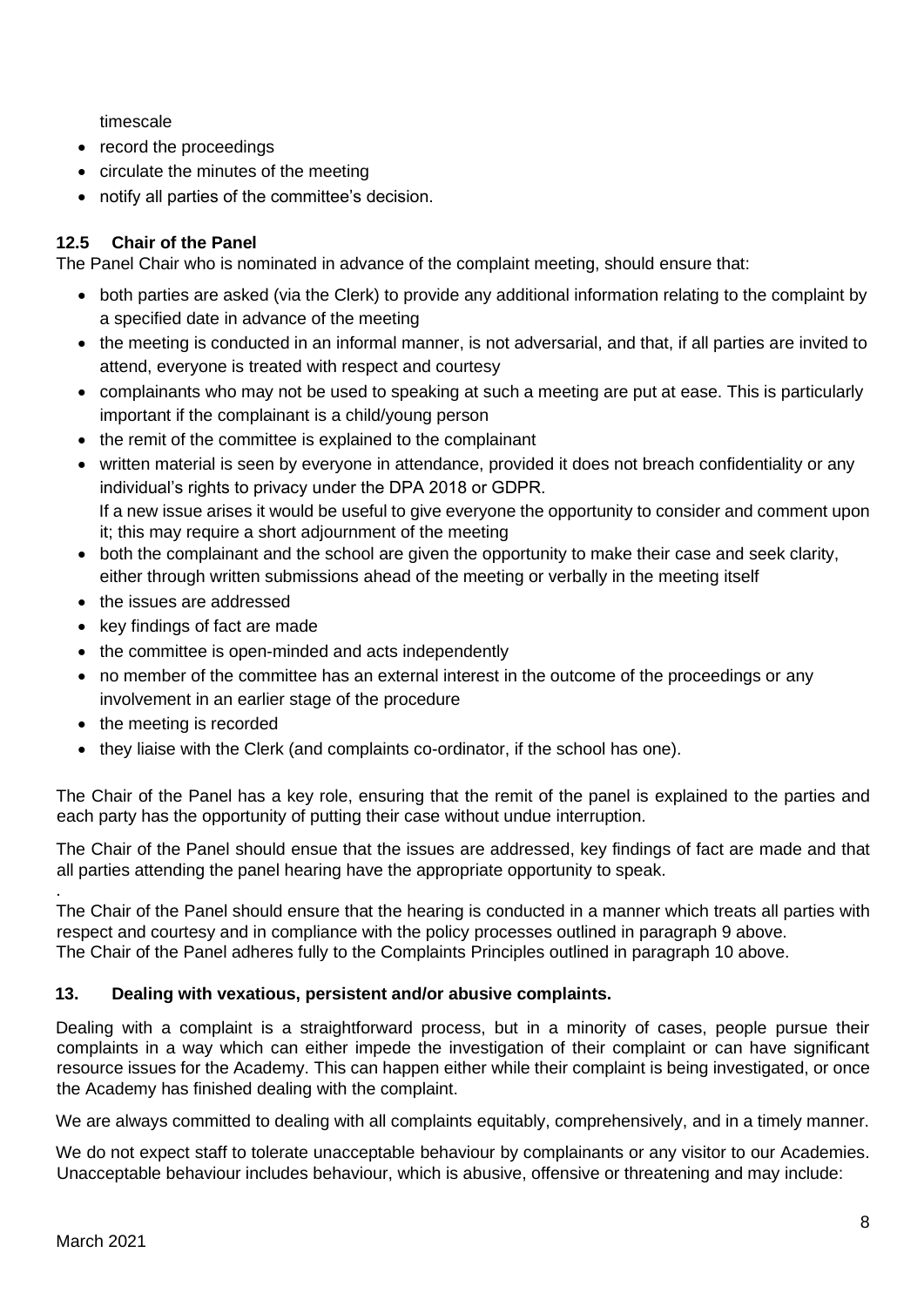timescale

- record the proceedings
- circulate the minutes of the meeting
- notify all parties of the committee's decision.

### 12.5 Chair of the Panel

The Panel Chair who is nominated in advance of the complaint meeting, should ensure that:

- both parties are asked (via the Clerk) to provide any additional information relating to the complaint by a specified date in advance of the meeting
- the meeting is conducted in an informal manner, is not adversarial, and that, if all parties are invited to attend, everyone is treated with respect and courtesy
- complainants who may not be used to speaking at such a meeting are put at ease. This is particularly important if the complainant is a child/young person
- the remit of the committee is explained to the complainant
- written material is seen by everyone in attendance, provided it does not breach confidentiality or any individual's rights to privacy under the DPA 2018 or GDPR.
  If a new issue arises it would be useful to give everyone the opportunity to consider and comment upon it; this may require a short adjournment of the meeting
- both the complainant and the school are given the opportunity to make their case and seek clarity, either through written submissions ahead of the meeting or verbally in the meeting itself
- the issues are addressed
- key findings of fact are made
- the committee is open-minded and acts independently
- no member of the committee has an external interest in the outcome of the proceedings or any involvement in an earlier stage of the procedure
- the meeting is recorded
- they liaise with the Clerk (and complaints co-ordinator, if the school has one).

The Chair of the Panel has a key role, ensuring that the remit of the panel is explained to the parties and each party has the opportunity of putting their case without undue interruption.

The Chair of the Panel should ensue that the issues are addressed, key findings of fact are made and that all parties attending the panel hearing have the appropriate opportunity to speak.

.
The Chair of the Panel should ensure that the hearing is conducted in a manner which treats all parties with respect and courtesy and in compliance with the policy processes outlined in paragraph 9 above.
The Chair of the Panel adheres fully to the Complaints Principles outlined in paragraph 10 above.

## 13. Dealing with vexatious, persistent and/or abusive complaints.

Dealing with a complaint is a straightforward process, but in a minority of cases, people pursue their complaints in a way which can either impede the investigation of their complaint or can have significant resource issues for the Academy. This can happen either while their complaint is being investigated, or once the Academy has finished dealing with the complaint.

We are always committed to dealing with all complaints equitably, comprehensively, and in a timely manner.

We do not expect staff to tolerate unacceptable behaviour by complainants or any visitor to our Academies. Unacceptable behaviour includes behaviour, which is abusive, offensive or threatening and may include: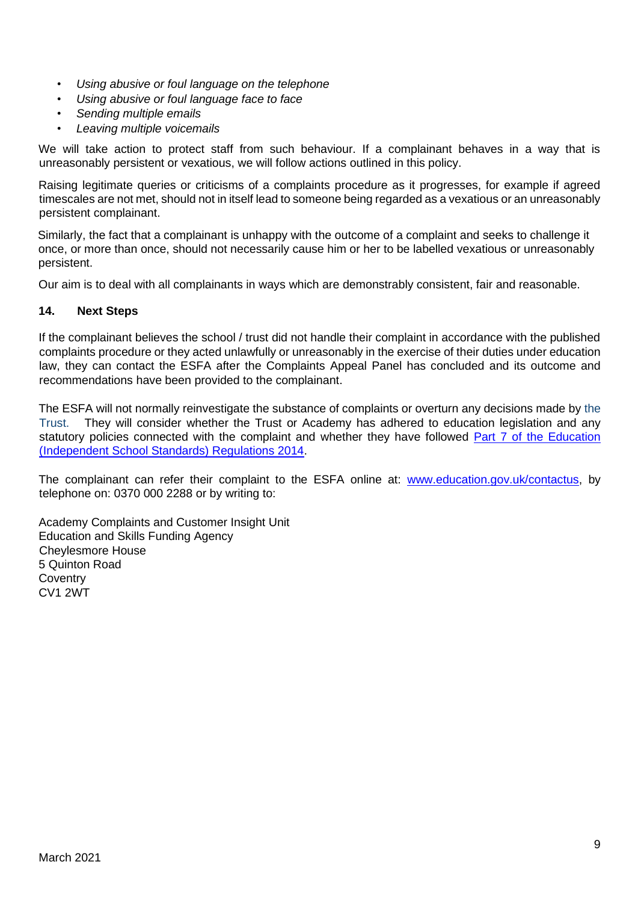- *Using abusive or foul language on the telephone*
- *Using abusive or foul language face to face*
- *Sending multiple emails*
- *Leaving multiple voicemails*

We will take action to protect staff from such behaviour. If a complainant behaves in a way that is unreasonably persistent or vexatious, we will follow actions outlined in this policy.

Raising legitimate queries or criticisms of a complaints procedure as it progresses, for example if agreed timescales are not met, should not in itself lead to someone being regarded as a vexatious or an unreasonably persistent complainant.

Similarly, the fact that a complainant is unhappy with the outcome of a complaint and seeks to challenge it once, or more than once, should not necessarily cause him or her to be labelled vexatious or unreasonably persistent.

Our aim is to deal with all complainants in ways which are demonstrably consistent, fair and reasonable.

## 14. Next Steps

If the complainant believes the school / trust did not handle their complaint in accordance with the published complaints procedure or they acted unlawfully or unreasonably in the exercise of their duties under education law, they can contact the ESFA after the Complaints Appeal Panel has concluded and its outcome and recommendations have been provided to the complainant.

The ESFA will not normally reinvestigate the substance of complaints or overturn any decisions made by the Trust. They will consider whether the Trust or Academy has adhered to education legislation and any statutory policies connected with the complaint and whether they have followed [Part 7 of the Education (Independent School Standards) Regulations 2014](#).

The complainant can refer their complaint to the ESFA online at: [www.education.gov.uk/contactus](www.education.gov.uk/contactus), by telephone on: 0370 000 2288 or by writing to:

Academy Complaints and Customer Insight Unit
Education and Skills Funding Agency
Cheylesmore House
5 Quinton Road
Coventry
CV1 2WT

March 2021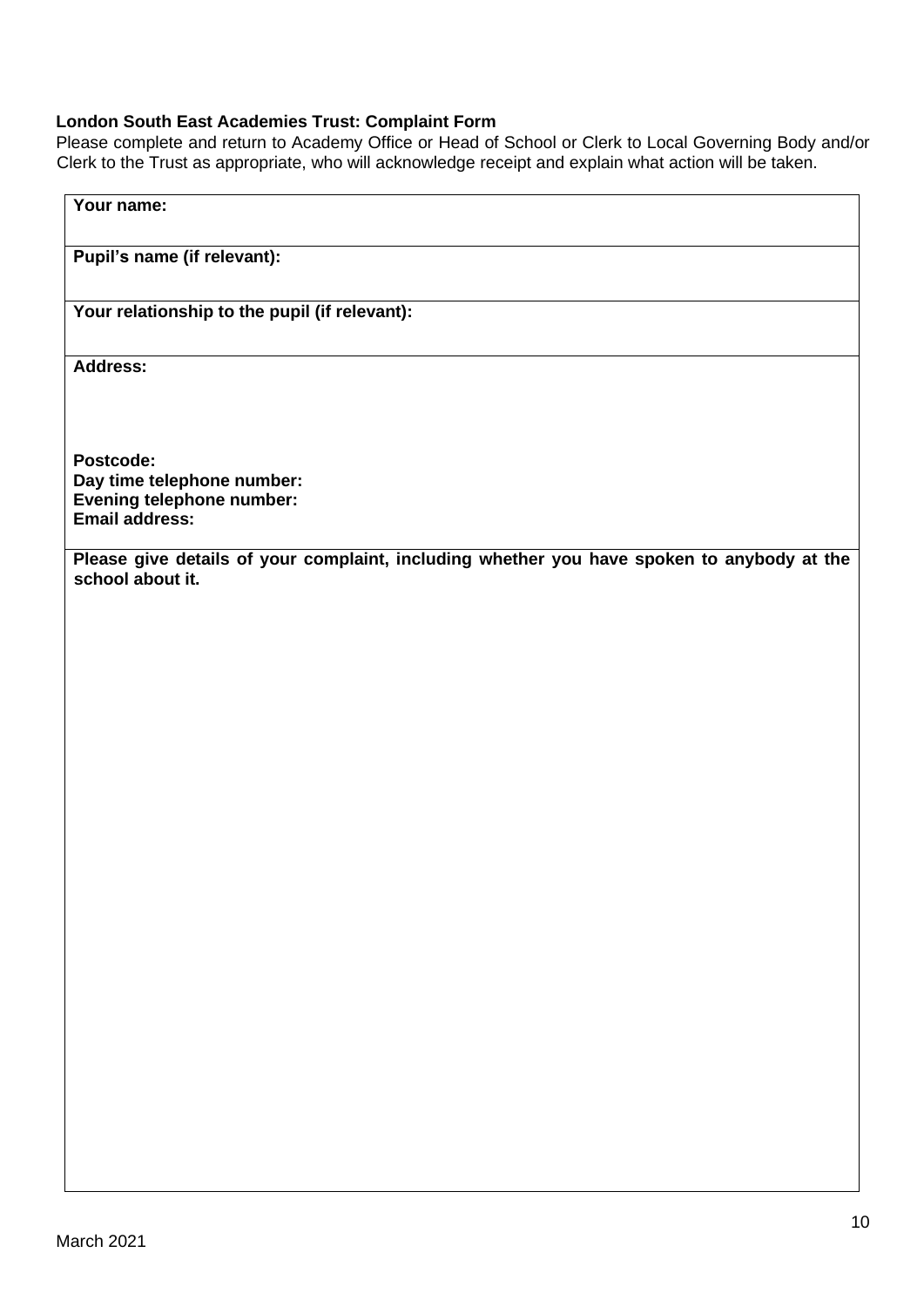**London South East Academies Trust: Complaint Form**

Please complete and return to Academy Office or Head of School or Clerk to Local Governing Body and/or Clerk to the Trust as appropriate, who will acknowledge receipt and explain what action will be taken.

| **Your name:** |
|---|
| **Pupil's name (if relevant):** |
| **Your relationship to the pupil (if relevant):** |
| **Address:**<br><br><br>**Postcode:**<br>**Day time telephone number:**<br>**Evening telephone number:**<br>**Email address:** |
| **Please give details of your complaint, including whether you have spoken to anybody at the school about it.** |

March 2021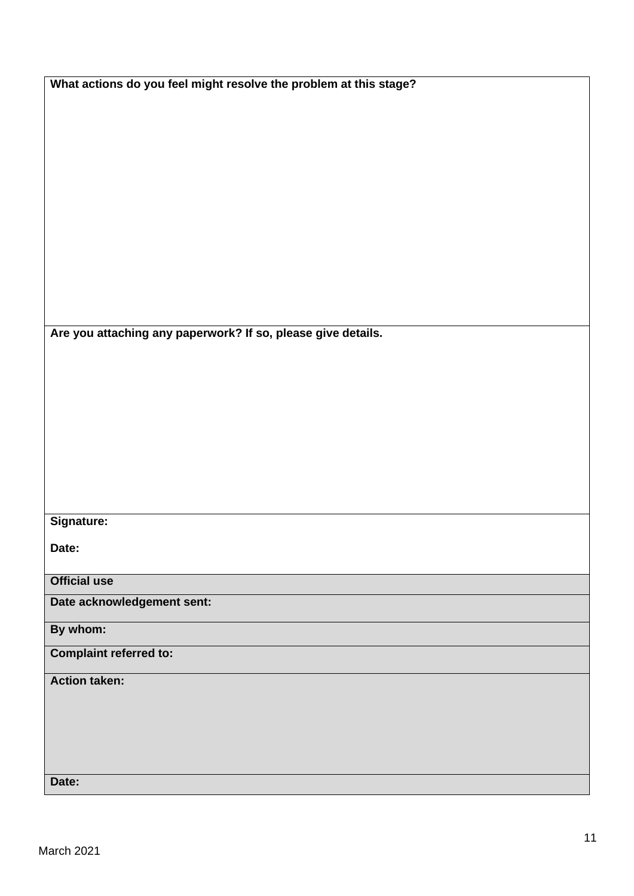| |
|---|
| **What actions do you feel might resolve the problem at this stage?** |
| **Are you attaching any paperwork? If so, please give details.** |
| **Signature:**<br><br>**Date:** |
| **Official use** |
| **Date acknowledgement sent:** |
| **By whom:** |
| **Complaint referred to:** |
| **Action taken:** |
| **Date:** |

March 2021